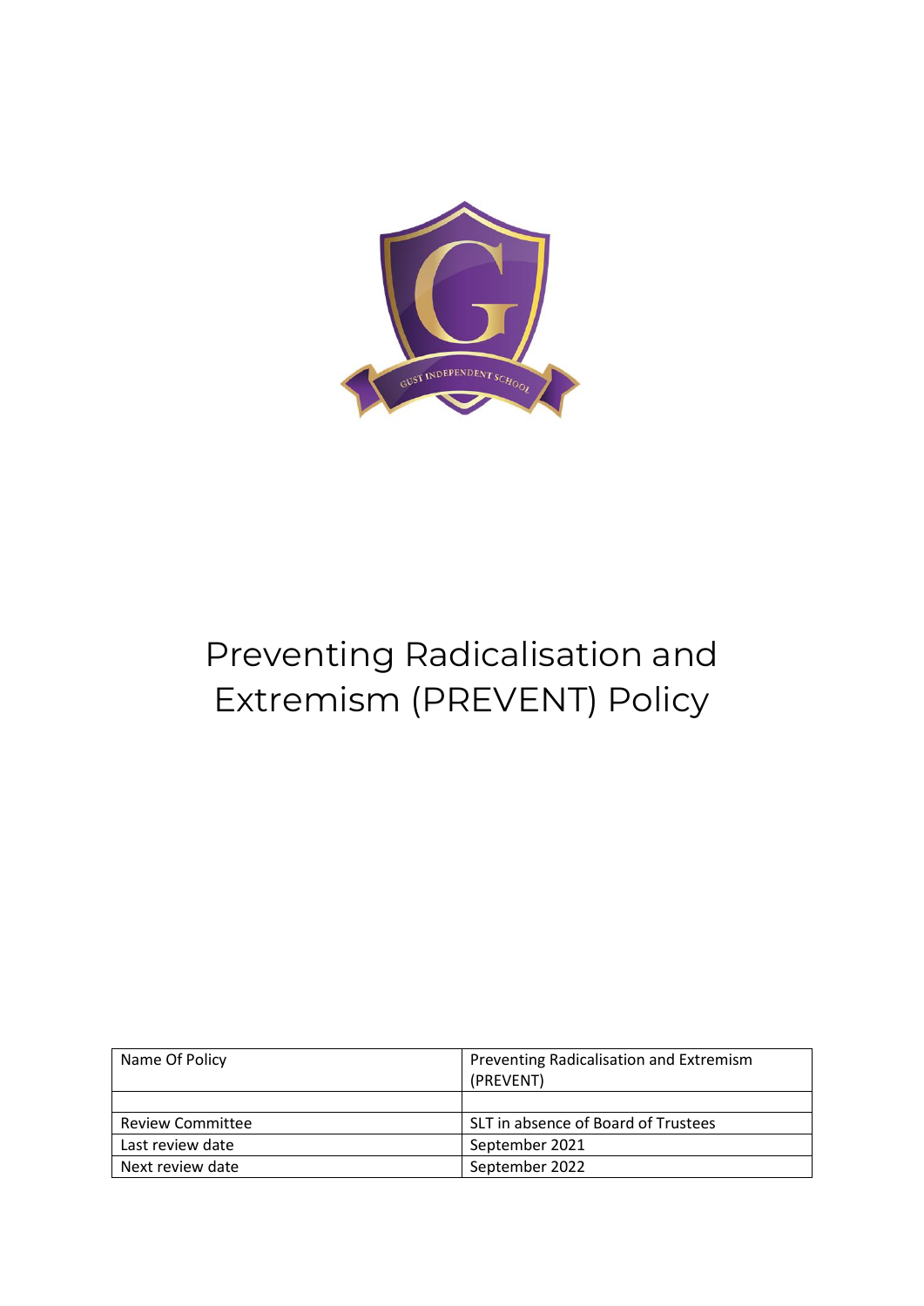# Preventing Radicalisation and Extremism (PREVENT) Policy

| Name Of Policy | Preventing Radicalisation and Extremism (PREVENT) |
|---|---|
| | |
| Review Committee | SLT in absence of Board of Trustees |
| Last review date | September 2021 |
| Next review date | September 2022 |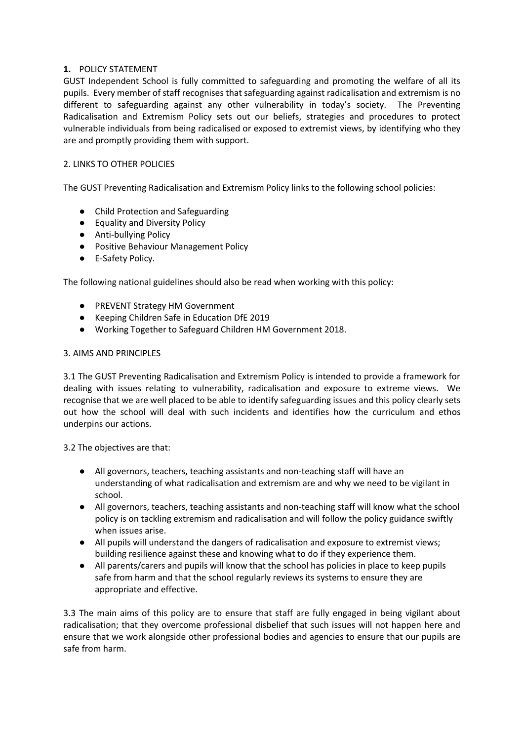## 1. POLICY STATEMENT

GUST Independent School is fully committed to safeguarding and promoting the welfare of all its pupils. Every member of staff recognises that safeguarding against radicalisation and extremism is no different to safeguarding against any other vulnerability in today's society. The Preventing Radicalisation and Extremism Policy sets out our beliefs, strategies and procedures to protect vulnerable individuals from being radicalised or exposed to extremist views, by identifying who they are and promptly providing them with support.

## 2. LINKS TO OTHER POLICIES

The GUST Preventing Radicalisation and Extremism Policy links to the following school policies:

- Child Protection and Safeguarding
- Equality and Diversity Policy
- Anti-bullying Policy
- Positive Behaviour Management Policy
- E-Safety Policy.

The following national guidelines should also be read when working with this policy:

- PREVENT Strategy HM Government
- Keeping Children Safe in Education DfE 2019
- Working Together to Safeguard Children HM Government 2018.

## 3. AIMS AND PRINCIPLES

3.1 The GUST Preventing Radicalisation and Extremism Policy is intended to provide a framework for dealing with issues relating to vulnerability, radicalisation and exposure to extreme views. We recognise that we are well placed to be able to identify safeguarding issues and this policy clearly sets out how the school will deal with such incidents and identifies how the curriculum and ethos underpins our actions.

3.2 The objectives are that:

- All governors, teachers, teaching assistants and non-teaching staff will have an understanding of what radicalisation and extremism are and why we need to be vigilant in school.
- All governors, teachers, teaching assistants and non-teaching staff will know what the school policy is on tackling extremism and radicalisation and will follow the policy guidance swiftly when issues arise.
- All pupils will understand the dangers of radicalisation and exposure to extremist views; building resilience against these and knowing what to do if they experience them.
- All parents/carers and pupils will know that the school has policies in place to keep pupils safe from harm and that the school regularly reviews its systems to ensure they are appropriate and effective.

3.3 The main aims of this policy are to ensure that staff are fully engaged in being vigilant about radicalisation; that they overcome professional disbelief that such issues will not happen here and ensure that we work alongside other professional bodies and agencies to ensure that our pupils are safe from harm.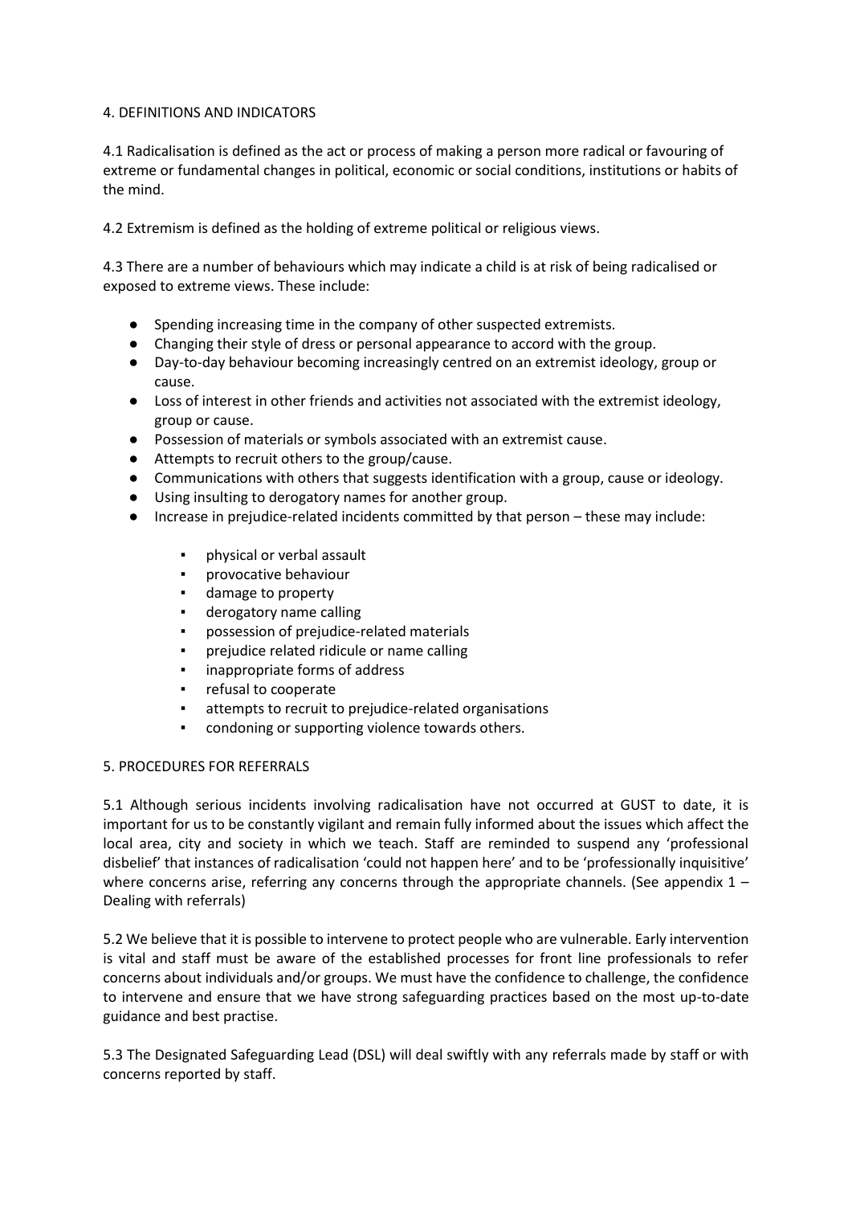## 4. DEFINITIONS AND INDICATORS

4.1 Radicalisation is defined as the act or process of making a person more radical or favouring of extreme or fundamental changes in political, economic or social conditions, institutions or habits of the mind.

4.2 Extremism is defined as the holding of extreme political or religious views.

4.3 There are a number of behaviours which may indicate a child is at risk of being radicalised or exposed to extreme views. These include:

- Spending increasing time in the company of other suspected extremists.
- Changing their style of dress or personal appearance to accord with the group.
- Day-to-day behaviour becoming increasingly centred on an extremist ideology, group or cause.
- Loss of interest in other friends and activities not associated with the extremist ideology, group or cause.
- Possession of materials or symbols associated with an extremist cause.
- Attempts to recruit others to the group/cause.
- Communications with others that suggests identification with a group, cause or ideology.
- Using insulting to derogatory names for another group.
- Increase in prejudice-related incidents committed by that person – these may include:
    - physical or verbal assault
    - provocative behaviour
    - damage to property
    - derogatory name calling
    - possession of prejudice-related materials
    - prejudice related ridicule or name calling
    - inappropriate forms of address
    - refusal to cooperate
    - attempts to recruit to prejudice-related organisations
    - condoning or supporting violence towards others.

## 5. PROCEDURES FOR REFERRALS

5.1 Although serious incidents involving radicalisation have not occurred at GUST to date, it is important for us to be constantly vigilant and remain fully informed about the issues which affect the local area, city and society in which we teach. Staff are reminded to suspend any 'professional disbelief' that instances of radicalisation 'could not happen here' and to be 'professionally inquisitive' where concerns arise, referring any concerns through the appropriate channels. (See appendix 1 – Dealing with referrals)

5.2 We believe that it is possible to intervene to protect people who are vulnerable. Early intervention is vital and staff must be aware of the established processes for front line professionals to refer concerns about individuals and/or groups. We must have the confidence to challenge, the confidence to intervene and ensure that we have strong safeguarding practices based on the most up-to-date guidance and best practise.

5.3 The Designated Safeguarding Lead (DSL) will deal swiftly with any referrals made by staff or with concerns reported by staff.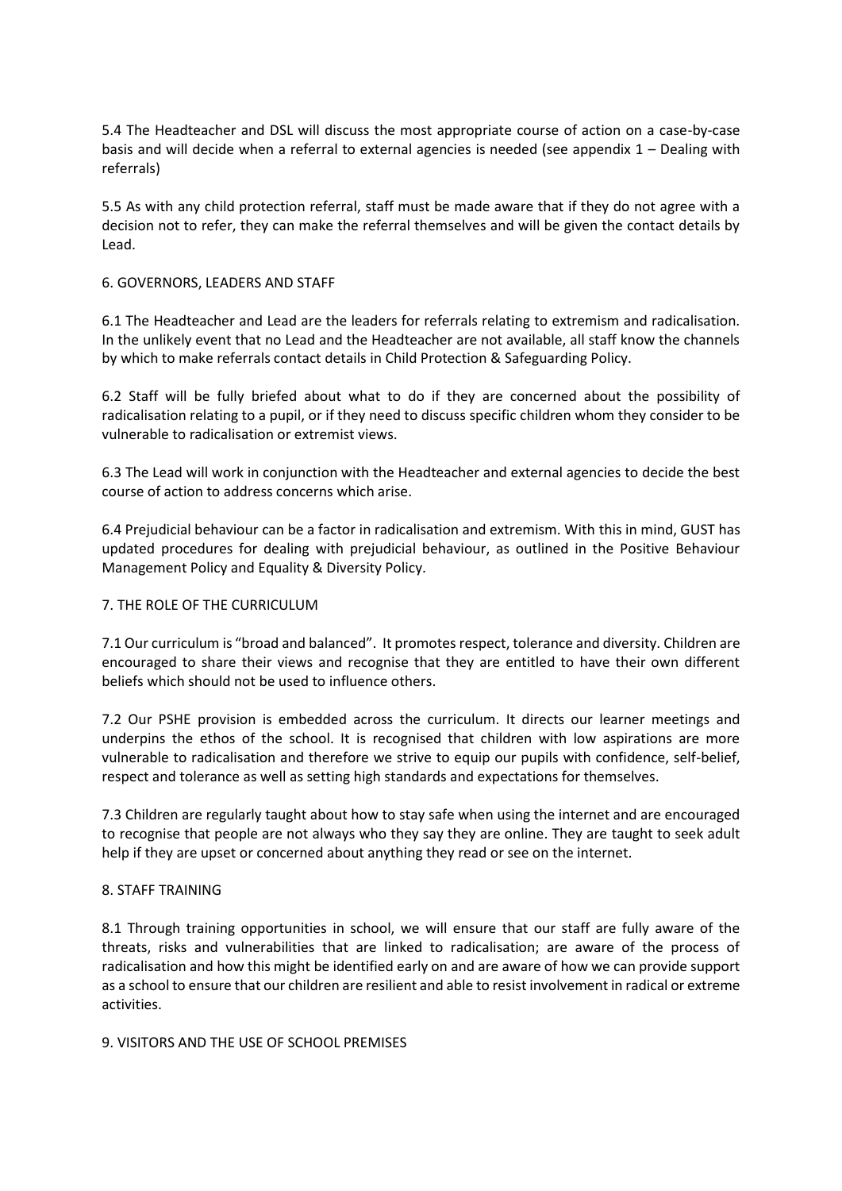5.4 The Headteacher and DSL will discuss the most appropriate course of action on a case-by-case basis and will decide when a referral to external agencies is needed (see appendix 1 – Dealing with referrals)

5.5 As with any child protection referral, staff must be made aware that if they do not agree with a decision not to refer, they can make the referral themselves and will be given the contact details by Lead.

## 6. GOVERNORS, LEADERS AND STAFF

6.1 The Headteacher and Lead are the leaders for referrals relating to extremism and radicalisation. In the unlikely event that no Lead and the Headteacher are not available, all staff know the channels by which to make referrals contact details in Child Protection & Safeguarding Policy.

6.2 Staff will be fully briefed about what to do if they are concerned about the possibility of radicalisation relating to a pupil, or if they need to discuss specific children whom they consider to be vulnerable to radicalisation or extremist views.

6.3 The Lead will work in conjunction with the Headteacher and external agencies to decide the best course of action to address concerns which arise.

6.4 Prejudicial behaviour can be a factor in radicalisation and extremism. With this in mind, GUST has updated procedures for dealing with prejudicial behaviour, as outlined in the Positive Behaviour Management Policy and Equality & Diversity Policy.

## 7. THE ROLE OF THE CURRICULUM

7.1 Our curriculum is "broad and balanced". It promotes respect, tolerance and diversity. Children are encouraged to share their views and recognise that they are entitled to have their own different beliefs which should not be used to influence others.

7.2 Our PSHE provision is embedded across the curriculum. It directs our learner meetings and underpins the ethos of the school. It is recognised that children with low aspirations are more vulnerable to radicalisation and therefore we strive to equip our pupils with confidence, self-belief, respect and tolerance as well as setting high standards and expectations for themselves.

7.3 Children are regularly taught about how to stay safe when using the internet and are encouraged to recognise that people are not always who they say they are online. They are taught to seek adult help if they are upset or concerned about anything they read or see on the internet.

## 8. STAFF TRAINING

8.1 Through training opportunities in school, we will ensure that our staff are fully aware of the threats, risks and vulnerabilities that are linked to radicalisation; are aware of the process of radicalisation and how this might be identified early on and are aware of how we can provide support as a school to ensure that our children are resilient and able to resist involvement in radical or extreme activities.

## 9. VISITORS AND THE USE OF SCHOOL PREMISES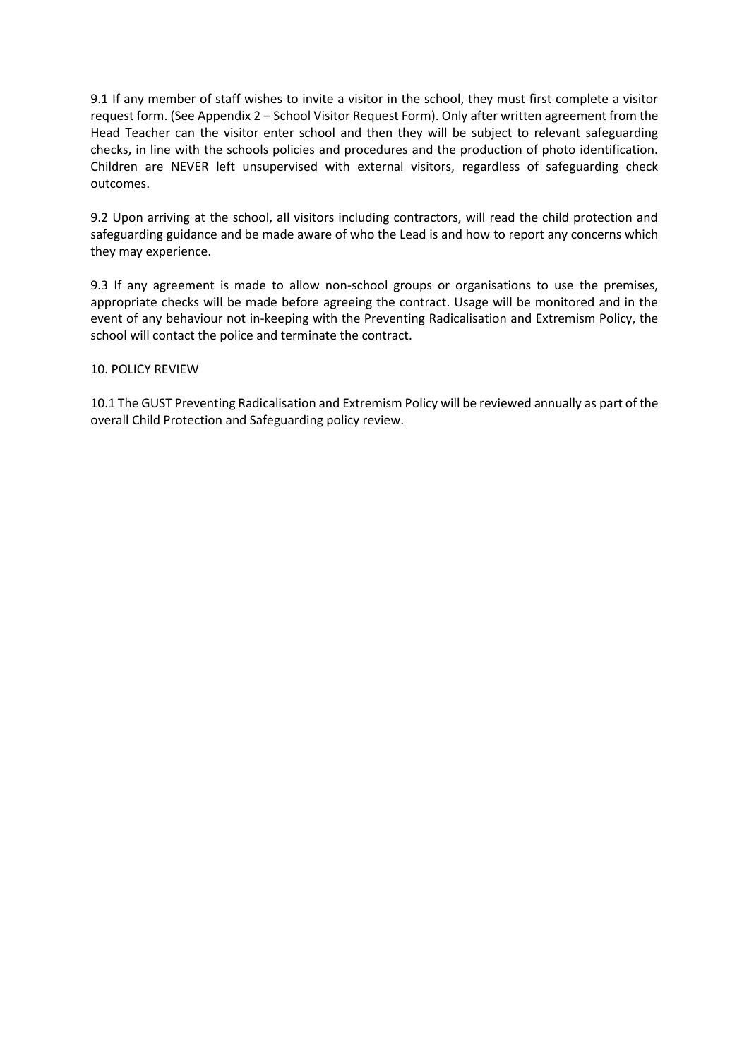9.1 If any member of staff wishes to invite a visitor in the school, they must first complete a visitor request form. (See Appendix 2 – School Visitor Request Form). Only after written agreement from the Head Teacher can the visitor enter school and then they will be subject to relevant safeguarding checks, in line with the schools policies and procedures and the production of photo identification. Children are NEVER left unsupervised with external visitors, regardless of safeguarding check outcomes.

9.2 Upon arriving at the school, all visitors including contractors, will read the child protection and safeguarding guidance and be made aware of who the Lead is and how to report any concerns which they may experience.

9.3 If any agreement is made to allow non-school groups or organisations to use the premises, appropriate checks will be made before agreeing the contract. Usage will be monitored and in the event of any behaviour not in-keeping with the Preventing Radicalisation and Extremism Policy, the school will contact the police and terminate the contract.

## 10. POLICY REVIEW

10.1 The GUST Preventing Radicalisation and Extremism Policy will be reviewed annually as part of the overall Child Protection and Safeguarding policy review.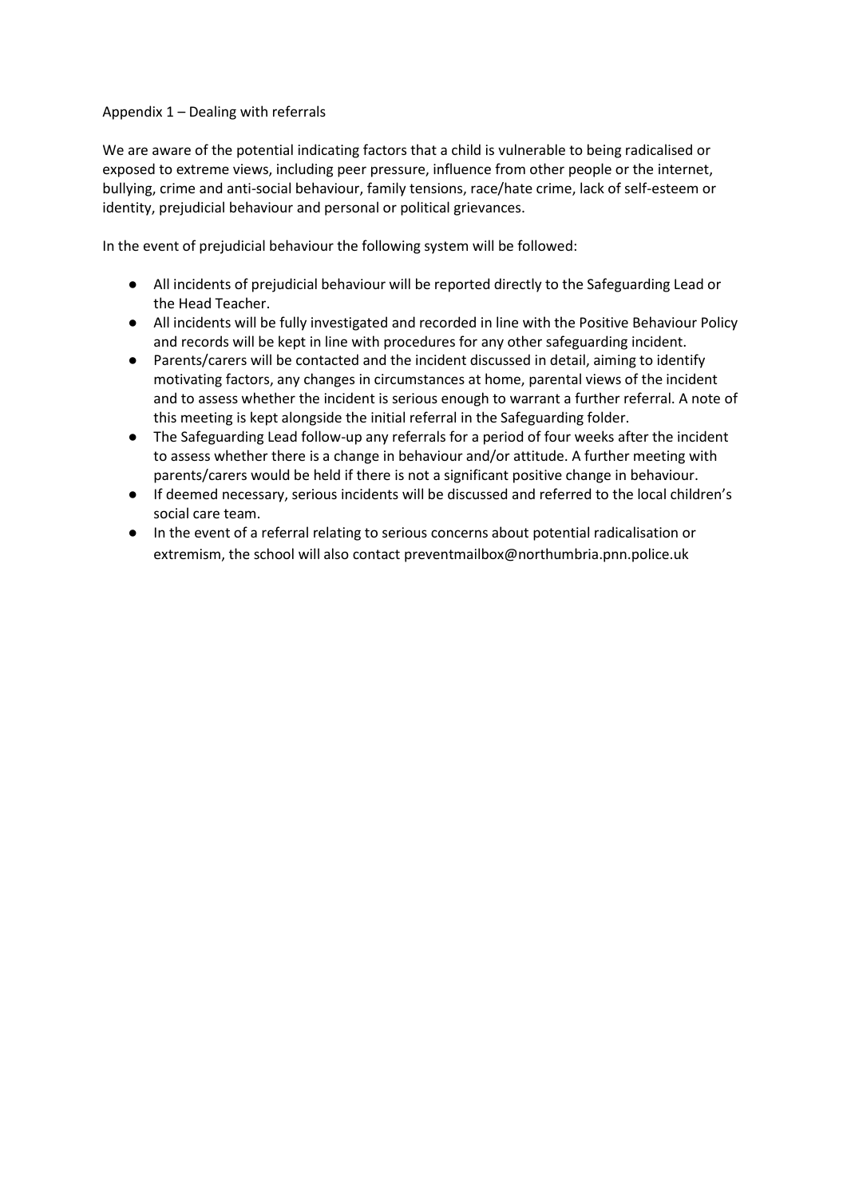Appendix 1 – Dealing with referrals

We are aware of the potential indicating factors that a child is vulnerable to being radicalised or exposed to extreme views, including peer pressure, influence from other people or the internet, bullying, crime and anti-social behaviour, family tensions, race/hate crime, lack of self-esteem or identity, prejudicial behaviour and personal or political grievances.

In the event of prejudicial behaviour the following system will be followed:

- All incidents of prejudicial behaviour will be reported directly to the Safeguarding Lead or the Head Teacher.
- All incidents will be fully investigated and recorded in line with the Positive Behaviour Policy and records will be kept in line with procedures for any other safeguarding incident.
- Parents/carers will be contacted and the incident discussed in detail, aiming to identify motivating factors, any changes in circumstances at home, parental views of the incident and to assess whether the incident is serious enough to warrant a further referral. A note of this meeting is kept alongside the initial referral in the Safeguarding folder.
- The Safeguarding Lead follow-up any referrals for a period of four weeks after the incident to assess whether there is a change in behaviour and/or attitude. A further meeting with parents/carers would be held if there is not a significant positive change in behaviour.
- If deemed necessary, serious incidents will be discussed and referred to the local children's social care team.
- In the event of a referral relating to serious concerns about potential radicalisation or extremism, the school will also contact preventmailbox@northumbria.pnn.police.uk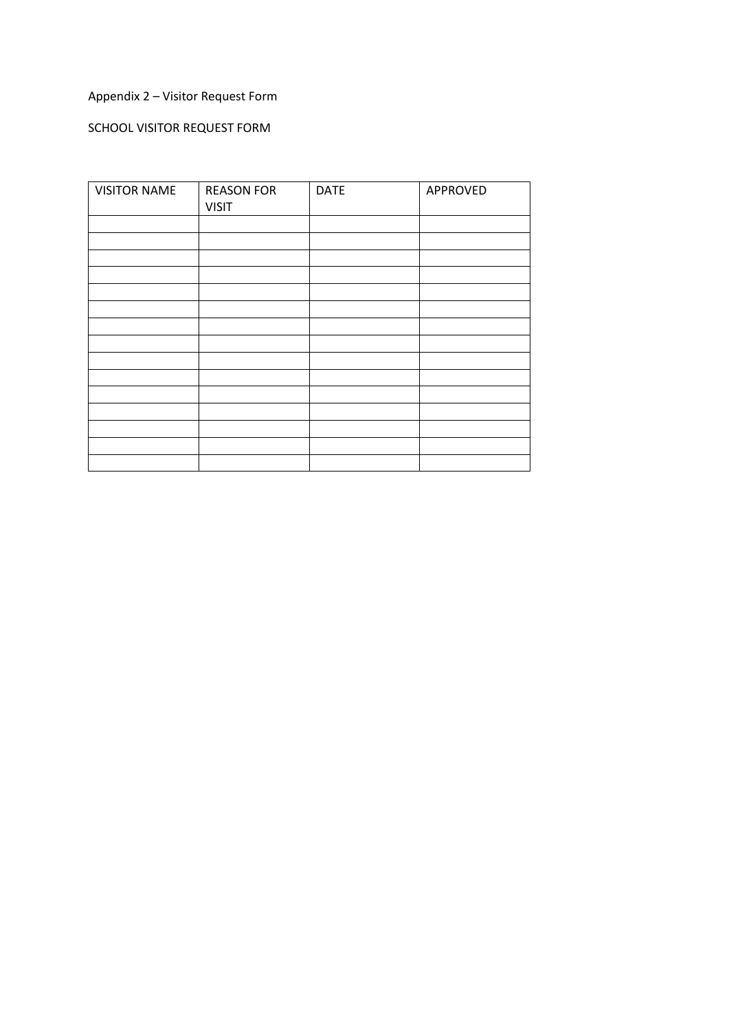Appendix 2 – Visitor Request Form

SCHOOL VISITOR REQUEST FORM

| VISITOR NAME | REASON FOR VISIT | DATE | APPROVED |
|---|---|---|---|
| | | | |
| | | | |
| | | | |
| | | | |
| | | | |
| | | | |
| | | | |
| | | | |
| | | | |
| | | | |
| | | | |
| | | | |
| | | | |
| | | | |
| | | | |